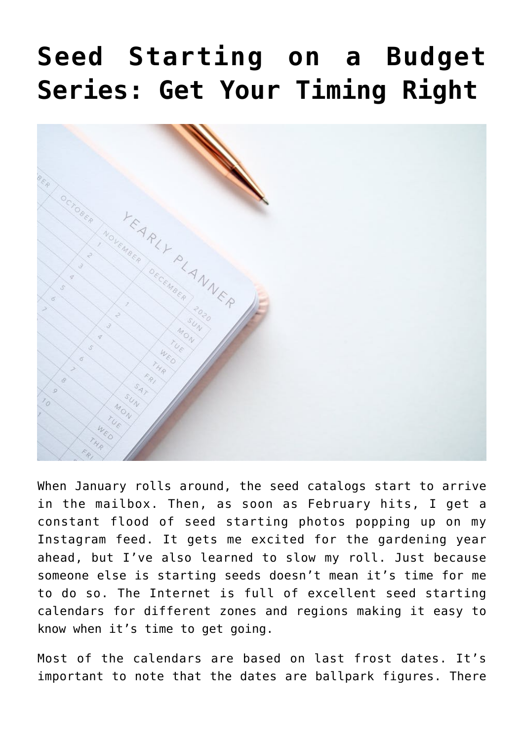# Seed Starting on a Budget Series: Get Your Timing Right

When January rolls around, the seed catalogs start to arrive in the mailbox. Then, as soon as February hits, I get a constant flood of seed starting photos popping up on my Instagram feed. It gets me excited for the gardening year ahead, but I've also learned to slow my roll. Just because someone else is starting seeds doesn't mean it's time for me to do so. The Internet is full of excellent seed starting calendars for different zones and regions making it easy to know when it's time to get going.

Most of the calendars are based on last frost dates. It's important to note that the dates are ballpark figures. There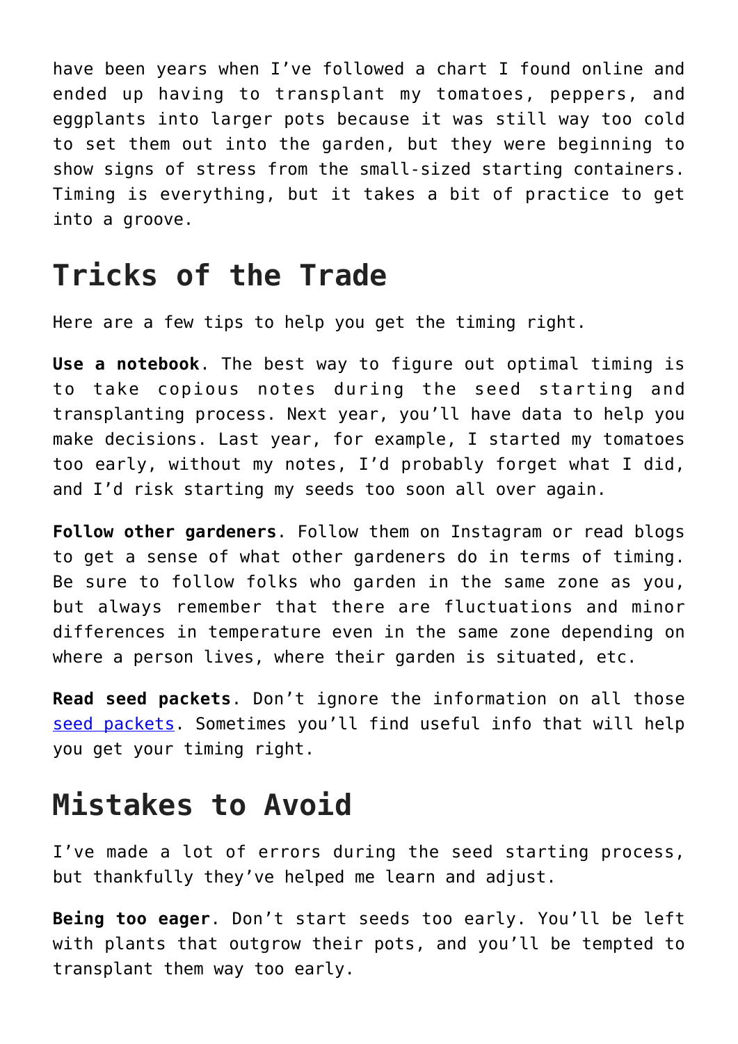have been years when I've followed a chart I found online and ended up having to transplant my tomatoes, peppers, and eggplants into larger pots because it was still way too cold to set them out into the garden, but they were beginning to show signs of stress from the small-sized starting containers. Timing is everything, but it takes a bit of practice to get into a groove.

## Tricks of the Trade

Here are a few tips to help you get the timing right.

**Use a notebook**. The best way to figure out optimal timing is to take copious notes during the seed starting and transplanting process. Next year, you'll have data to help you make decisions. Last year, for example, I started my tomatoes too early, without my notes, I'd probably forget what I did, and I'd risk starting my seeds too soon all over again.

**Follow other gardeners**. Follow them on Instagram or read blogs to get a sense of what other gardeners do in terms of timing. Be sure to follow folks who garden in the same zone as you, but always remember that there are fluctuations and minor differences in temperature even in the same zone depending on where a person lives, where their garden is situated, etc.

**Read seed packets**. Don't ignore the information on all those [seed packets](). Sometimes you'll find useful info that will help you get your timing right.

## Mistakes to Avoid

I've made a lot of errors during the seed starting process, but thankfully they've helped me learn and adjust.

**Being too eager**. Don't start seeds too early. You'll be left with plants that outgrow their pots, and you'll be tempted to transplant them way too early.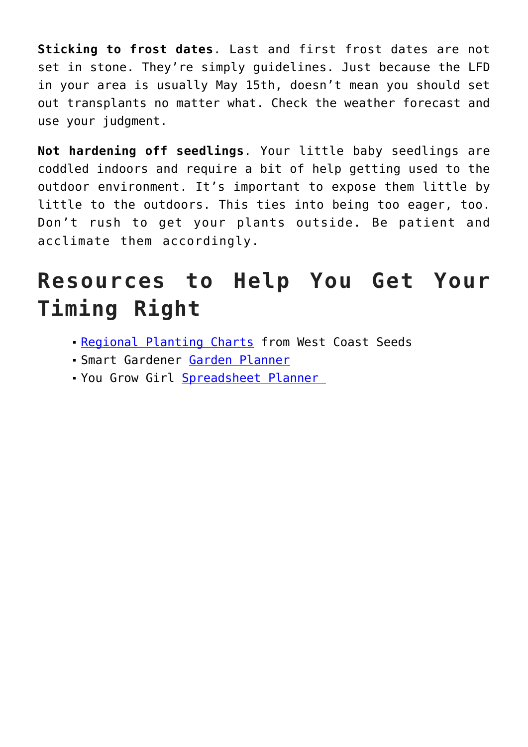**Sticking to frost dates**. Last and first frost dates are not set in stone. They're simply guidelines. Just because the LFD in your area is usually May 15th, doesn't mean you should set out transplants no matter what. Check the weather forecast and use your judgment.

**Not hardening off seedlings**. Your little baby seedlings are coddled indoors and require a bit of help getting used to the outdoor environment. It's important to expose them little by little to the outdoors. This ties into being too eager, too. Don't rush to get your plants outside. Be patient and acclimate them accordingly.

## Resources to Help You Get Your Timing Right

- Regional Planting Charts from West Coast Seeds
- Smart Gardener Garden Planner
- You Grow Girl Spreadsheet Planner